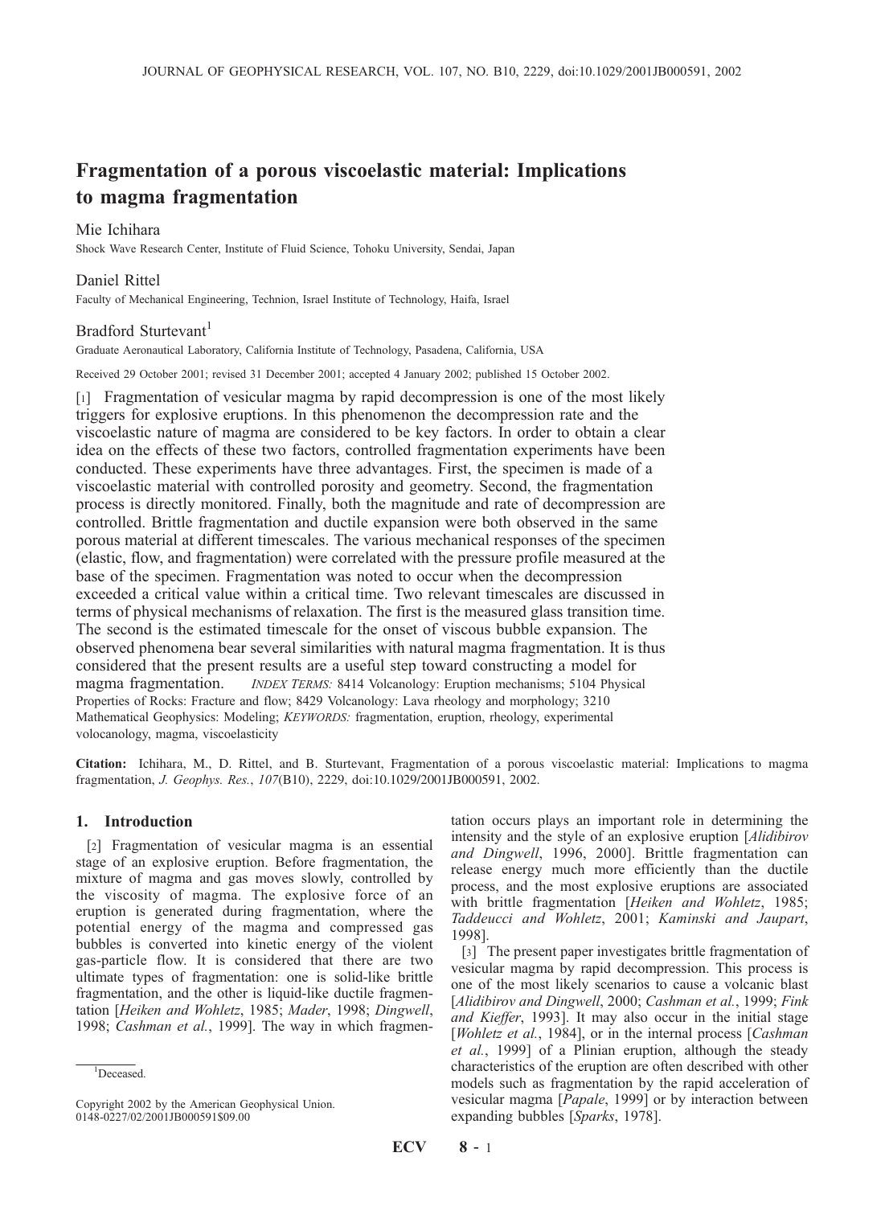# Fragmentation of a porous viscoelastic material: Implications to magma fragmentation

Mie Ichihara

Shock Wave Research Center, Institute of Fluid Science, Tohoku University, Sendai, Japan

Daniel Rittel

Faculty of Mechanical Engineering, Technion, Israel Institute of Technology, Haifa, Israel

Bradford Sturtevant[1]

Graduate Aeronautical Laboratory, California Institute of Technology, Pasadena, California, USA

Received 29 October 2001; revised 31 December 2001; accepted 4 January 2002; published 15 October 2002.

[1] Fragmentation of vesicular magma by rapid decompression is one of the most likely triggers for explosive eruptions. In this phenomenon the decompression rate and the viscoelastic nature of magma are considered to be key factors. In order to obtain a clear idea on the effects of these two factors, controlled fragmentation experiments have been conducted. These experiments have three advantages. First, the specimen is made of a viscoelastic material with controlled porosity and geometry. Second, the fragmentation process is directly monitored. Finally, both the magnitude and rate of decompression are controlled. Brittle fragmentation and ductile expansion were both observed in the same porous material at different timescales. The various mechanical responses of the specimen (elastic, flow, and fragmentation) were correlated with the pressure profile measured at the base of the specimen. Fragmentation was noted to occur when the decompression exceeded a critical value within a critical time. Two relevant timescales are discussed in terms of physical mechanisms of relaxation. The first is the measured glass transition time. The second is the estimated timescale for the onset of viscous bubble expansion. The observed phenomena bear several similarities with natural magma fragmentation. It is thus considered that the present results are a useful step toward constructing a model for magma fragmentation. *INDEX TERMS:* 8414 Volcanology: Eruption mechanisms; 5104 Physical Properties of Rocks: Fracture and flow; 8429 Volcanology: Lava rheology and morphology; 3210 Mathematical Geophysics: Modeling; *KEYWORDS:* fragmentation, eruption, rheology, experimental volocanology, magma, viscoelasticity

**Citation:** Ichihara, M., D. Rittel, and B. Sturtevant, Fragmentation of a porous viscoelastic material: Implications to magma fragmentation, *J. Geophys. Res.*, *107*(B10), 2229, doi:10.1029/2001JB000591, 2002.

## 1. Introduction

[2] Fragmentation of vesicular magma is an essential stage of an explosive eruption. Before fragmentation, the mixture of magma and gas moves slowly, controlled by the viscosity of magma. The explosive force of an eruption is generated during fragmentation, where the potential energy of the magma and compressed gas bubbles is converted into kinetic energy of the violent gas-particle flow. It is considered that there are two ultimate types of fragmentation: one is solid-like brittle fragmentation, and the other is liquid-like ductile fragmentation [*Heiken and Wohletz*, 1985; *Mader*, 1998; *Dingwell*, 1998; *Cashman et al.*, 1999]. The way in which fragmentation occurs plays an important role in determining the intensity and the style of an explosive eruption [*Alidibirov and Dingwell*, 1996, 2000]. Brittle fragmentation can release energy much more efficiently than the ductile process, and the most explosive eruptions are associated with brittle fragmentation [*Heiken and Wohletz*, 1985; *Taddeucci and Wohletz*, 2001; *Kaminski and Jaupart*, 1998].

[3] The present paper investigates brittle fragmentation of vesicular magma by rapid decompression. This process is one of the most likely scenarios to cause a volcanic blast [*Alidibirov and Dingwell*, 2000; *Cashman et al.*, 1999; *Fink and Kieffer*, 1993]. It may also occur in the initial stage [*Wohletz et al.*, 1984], or in the internal process [*Cashman et al.*, 1999] of a Plinian eruption, although the steady characteristics of the eruption are often described with other models such as fragmentation by the rapid acceleration of vesicular magma [*Papale*, 1999] or by interaction between expanding bubbles [*Sparks*, 1978].

[1] Deceased.

Copyright 2002 by the American Geophysical Union. 0148-0227/02/2001JB000591$09.00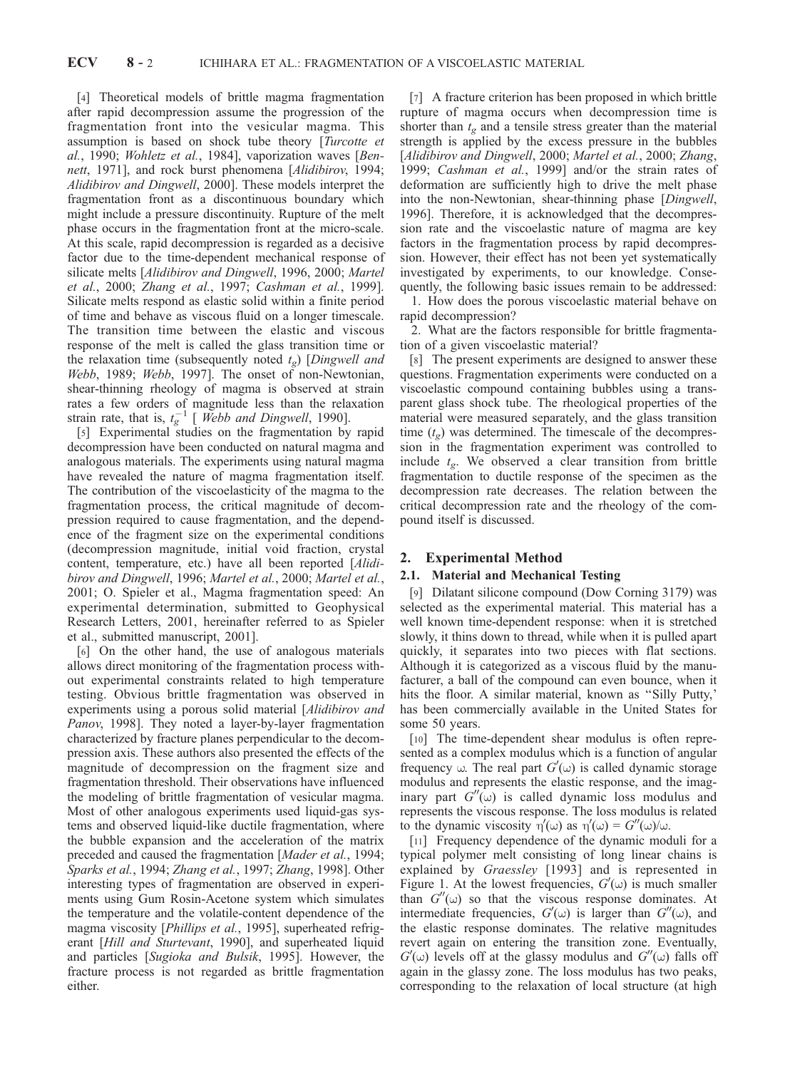[4] Theoretical models of brittle magma fragmentation after rapid decompression assume the progression of the fragmentation front into the vesicular magma. This assumption is based on shock tube theory [*Turcotte et al.*, 1990; *Wohletz et al.*, 1984], vaporization waves [*Bennett*, 1971], and rock burst phenomena [*Alidibirov*, 1994; *Alidibirov and Dingwell*, 2000]. These models interpret the fragmentation front as a discontinuous boundary which might include a pressure discontinuity. Rupture of the melt phase occurs in the fragmentation front at the micro-scale. At this scale, rapid decompression is regarded as a decisive factor due to the time-dependent mechanical response of silicate melts [*Alidibirov and Dingwell*, 1996, 2000; *Martel et al.*, 2000; *Zhang et al.*, 1997; *Cashman et al.*, 1999]. Silicate melts respond as elastic solid within a finite period of time and behave as viscous fluid on a longer timescale. The transition time between the elastic and viscous response of the melt is called the glass transition time or the relaxation time (subsequently noted $t_g$) [*Dingwell and Webb*, 1989; *Webb*, 1997]. The onset of non-Newtonian, shear-thinning rheology of magma is observed at strain rates a few orders of magnitude less than the relaxation strain rate, that is, $t_g^{-1}$ [*Webb and Dingwell*, 1990].

[5] Experimental studies on the fragmentation by rapid decompression have been conducted on natural magma and analogous materials. The experiments using natural magma have revealed the nature of magma fragmentation itself. The contribution of the viscoelasticity of the magma to the fragmentation process, the critical magnitude of decompression required to cause fragmentation, and the dependence of the fragment size on the experimental conditions (decompression magnitude, initial void fraction, crystal content, temperature, etc.) have all been reported [*Alidibirov and Dingwell*, 1996; *Martel et al.*, 2000; *Martel et al.*, 2001; O. Spieler et al., Magma fragmentation speed: An experimental determination, submitted to Geophysical Research Letters, 2001, hereinafter referred to as Spieler et al., submitted manuscript, 2001].

[6] On the other hand, the use of analogous materials allows direct monitoring of the fragmentation process without experimental constraints related to high temperature testing. Obvious brittle fragmentation was observed in experiments using a porous solid material [*Alidibirov and Panov*, 1998]. They noted a layer-by-layer fragmentation characterized by fracture planes perpendicular to the decompression axis. These authors also presented the effects of the magnitude of decompression on the fragment size and fragmentation threshold. Their observations have influenced the modeling of brittle fragmentation of vesicular magma. Most of other analogous experiments used liquid-gas systems and observed liquid-like ductile fragmentation, where the bubble expansion and the acceleration of the matrix preceded and caused the fragmentation [*Mader et al.*, 1994; *Sparks et al.*, 1994; *Zhang et al.*, 1997; *Zhang*, 1998]. Other interesting types of fragmentation are observed in experiments using Gum Rosin-Acetone system which simulates the temperature and the volatile-content dependence of the magma viscosity [*Phillips et al.*, 1995], superheated refrigerant [*Hill and Sturtevant*, 1990], and superheated liquid and particles [*Sugioka and Bulsik*, 1995]. However, the fracture process is not regarded as brittle fragmentation either.

[7] A fracture criterion has been proposed in which brittle rupture of magma occurs when decompression time is shorter than $t_g$ and a tensile stress greater than the material strength is applied by the excess pressure in the bubbles [*Alidibirov and Dingwell*, 2000; *Martel et al.*, 2000; *Zhang*, 1999; *Cashman et al.*, 1999] and/or the strain rates of deformation are sufficiently high to drive the melt phase into the non-Newtonian, shear-thinning phase [*Dingwell*, 1996]. Therefore, it is acknowledged that the decompression rate and the viscoelastic nature of magma are key factors in the fragmentation process by rapid decompression. However, their effect has not been yet systematically investigated by experiments, to our knowledge. Consequently, the following basic issues remain to be addressed:

1. How does the porous viscoelastic material behave on rapid decompression?
2. What are the factors responsible for brittle fragmentation of a given viscoelastic material?

[8] The present experiments are designed to answer these questions. Fragmentation experiments were conducted on a viscoelastic compound containing bubbles using a transparent glass shock tube. The rheological properties of the material were measured separately, and the glass transition time ($t_g$) was determined. The timescale of the decompression in the fragmentation experiment was controlled to include $t_g$. We observed a clear transition from brittle fragmentation to ductile response of the specimen as the decompression rate decreases. The relation between the critical decompression rate and the rheology of the compound itself is discussed.

## 2. Experimental Method

### 2.1. Material and Mechanical Testing

[9] Dilatant silicone compound (Dow Corning 3179) was selected as the experimental material. This material has a well known time-dependent response: when it is stretched slowly, it thins down to thread, while when it is pulled apart quickly, it separates into two pieces with flat sections. Although it is categorized as a viscous fluid by the manufacturer, a ball of the compound can even bounce, when it hits the floor. A similar material, known as "Silly Putty,' has been commercially available in the United States for some 50 years.

[10] The time-dependent shear modulus is often represented as a complex modulus which is a function of angular frequency $\omega$. The real part $G'(\omega)$ is called dynamic storage modulus and represents the elastic response, and the imaginary part $G''(\omega)$ is called dynamic loss modulus and represents the viscous response. The loss modulus is related to the dynamic viscosity $\eta'(\omega)$ as $\eta'(\omega) = G''(\omega)/\omega$.

[11] Frequency dependence of the dynamic moduli for a typical polymer melt consisting of long linear chains is explained by *Graessley* [1993] and is represented in Figure 1. At the lowest frequencies, $G'(\omega)$ is much smaller than $G''(\omega)$ so that the viscous response dominates. At intermediate frequencies, $G'(\omega)$ is larger than $G''(\omega)$, and the elastic response dominates. The relative magnitudes revert again on entering the transition zone. Eventually, $G'(\omega)$ levels off at the glassy modulus and $G''(\omega)$ falls off again in the glassy zone. The loss modulus has two peaks, corresponding to the relaxation of local structure (at high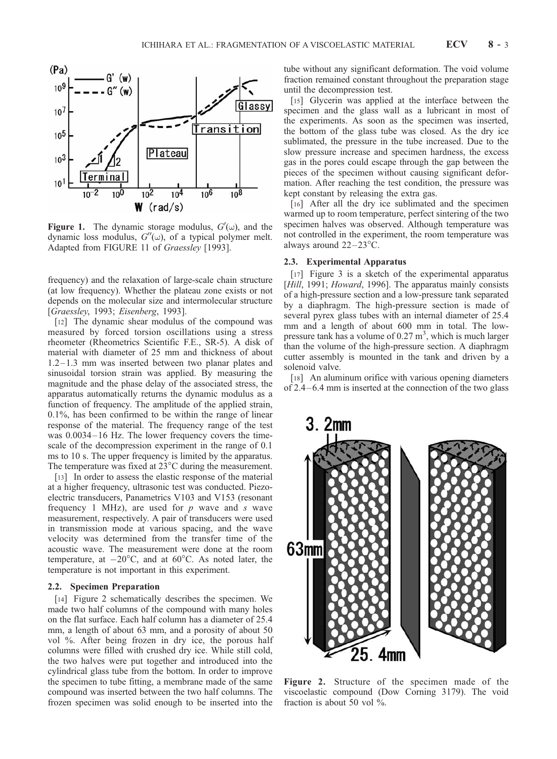**Figure 1.** The dynamic storage modulus, $G'(\omega)$, and the dynamic loss modulus, $G''(\omega)$, of a typical polymer melt. Adapted from FIGURE 11 of *Graessley* [1993].

frequency) and the relaxation of large-scale chain structure (at low frequency). Whether the plateau zone exists or not depends on the molecular size and intermolecular structure [*Graessley*, 1993; *Eisenberg*, 1993].

[12] The dynamic shear modulus of the compound was measured by forced torsion oscillations using a stress rheometer (Rheometrics Scientific F.E., SR-5). A disk of material with diameter of 25 mm and thickness of about 1.2–1.3 mm was inserted between two planar plates and sinusoidal torsion strain was applied. By measuring the magnitude and the phase delay of the associated stress, the apparatus automatically returns the dynamic modulus as a function of frequency. The amplitude of the applied strain, 0.1%, has been confirmed to be within the range of linear response of the material. The frequency range of the test was 0.0034–16 Hz. The lower frequency covers the time-scale of the decompression experiment in the range of 0.1 ms to 10 s. The upper frequency is limited by the apparatus. The temperature was fixed at 23°C during the measurement.

[13] In order to assess the elastic response of the material at a higher frequency, ultrasonic test was conducted. Piezoelectric transducers, Panametrics V103 and V153 (resonant frequency 1 MHz), are used for *p* wave and *s* wave measurement, respectively. A pair of transducers were used in transmission mode at various spacing, and the wave velocity was determined from the transfer time of the acoustic wave. The measurement were done at the room temperature, at −20°C, and at 60°C. As noted later, the temperature is not important in this experiment.

### 2.2. Specimen Preparation

[14] Figure 2 schematically describes the specimen. We made two half columns of the compound with many holes on the flat surface. Each half column has a diameter of 25.4 mm, a length of about 63 mm, and a porosity of about 50 vol %. After being frozen in dry ice, the porous half columns were filled with crushed dry ice. While still cold, the two halves were put together and introduced into the cylindrical glass tube from the bottom. In order to improve the specimen to tube fitting, a membrane made of the same compound was inserted between the two half columns. The frozen specimen was solid enough to be inserted into the tube without any significant deformation. The void volume fraction remained constant throughout the preparation stage until the decompression test.

[15] Glycerin was applied at the interface between the specimen and the glass wall as a lubricant in most of the experiments. As soon as the specimen was inserted, the bottom of the glass tube was closed. As the dry ice sublimated, the pressure in the tube increased. Due to the slow pressure increase and specimen hardness, the excess gas in the pores could escape through the gap between the pieces of the specimen without causing significant deformation. After reaching the test condition, the pressure was kept constant by releasing the extra gas.

[16] After all the dry ice sublimated and the specimen warmed up to room temperature, perfect sintering of the two specimen halves was observed. Although temperature was not controlled in the experiment, the room temperature was always around 22–23°C.

### 2.3. Experimental Apparatus

[17] Figure 3 is a sketch of the experimental apparatus [*Hill*, 1991; *Howard*, 1996]. The apparatus mainly consists of a high-pressure section and a low-pressure tank separated by a diaphragm. The high-pressure section is made of several pyrex glass tubes with an internal diameter of 25.4 mm and a length of about 600 mm in total. The low-pressure tank has a volume of 0.27 $m^3$, which is much larger than the volume of the high-pressure section. A diaphragm cutter assembly is mounted in the tank and driven by a solenoid valve.

[18] An aluminum orifice with various opening diameters of 2.4–6.4 mm is inserted at the connection of the two glass

**Figure 2.** Structure of the specimen made of the viscoelastic compound (Dow Corning 3179). The void fraction is about 50 vol %.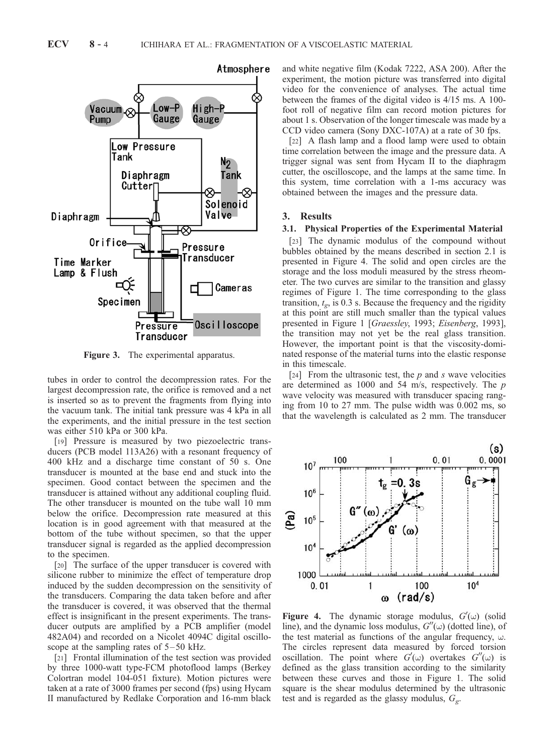Figure 3. The experimental apparatus.

tubes in order to control the decompression rates. For the largest decompression rate, the orifice is removed and a net is inserted so as to prevent the fragments from flying into the vacuum tank. The initial tank pressure was 4 kPa in all the experiments, and the initial pressure in the test section was either 510 kPa or 300 kPa.

[19] Pressure is measured by two piezoelectric transducers (PCB model 113A26) with a resonant frequency of 400 kHz and a discharge time constant of 50 s. One transducer is mounted at the base end and stuck into the specimen. Good contact between the specimen and the transducer is attained without any additional coupling fluid. The other transducer is mounted on the tube wall 10 mm below the orifice. Decompression rate measured at this location is in good agreement with that measured at the bottom of the tube without specimen, so that the upper transducer signal is regarded as the applied decompression to the specimen.

[20] The surface of the upper transducer is covered with silicone rubber to minimize the effect of temperature drop induced by the sudden decompression on the sensitivity of the transducers. Comparing the data taken before and after the transducer is covered, it was observed that the thermal effect is insignificant in the present experiments. The transducer outputs are amplified by a PCB amplifier (model 482A04) and recorded on a Nicolet 4094C digital oscilloscope at the sampling rates of 5–50 kHz.

[21] Frontal illumination of the test section was provided by three 1000-watt type-FCM photoflood lamps (Berkey Colortran model 104-051 fixture). Motion pictures were taken at a rate of 3000 frames per second (fps) using Hycam II manufactured by Redlake Corporation and 16-mm black and white negative film (Kodak 7222, ASA 200). After the experiment, the motion picture was transferred into digital video for the convenience of analyses. The actual time between the frames of the digital video is 4/15 ms. A 100-foot roll of negative film can record motion pictures for about 1 s. Observation of the longer timescale was made by a CCD video camera (Sony DXC-107A) at a rate of 30 fps.

[22] A flash lamp and a flood lamp were used to obtain time correlation between the image and the pressure data. A trigger signal was sent from Hycam II to the diaphragm cutter, the oscilloscope, and the lamps at the same time. In this system, time correlation with a 1-ms accuracy was obtained between the images and the pressure data.

## 3. Results

### 3.1. Physical Properties of the Experimental Material

[23] The dynamic modulus of the compound without bubbles obtained by the means described in section 2.1 is presented in Figure 4. The solid and open circles are the storage and the loss moduli measured by the stress rheometer. The two curves are similar to the transition and glassy regimes of Figure 1. The time corresponding to the glass transition, $t_g$, is 0.3 s. Because the frequency and the rigidity at this point are still much smaller than the typical values presented in Figure 1 [*Graessley*, 1993; *Eisenberg*, 1993], the transition may not yet be the real glass transition. However, the important point is that the viscosity-dominated response of the material turns into the elastic response in this timescale.

[24] From the ultrasonic test, the $p$ and $s$ wave velocities are determined as 1000 and 54 m/s, respectively. The $p$ wave velocity was measured with transducer spacing ranging from 10 to 27 mm. The pulse width was 0.002 ms, so that the wavelength is calculated as 2 mm. The transducer

**Figure 4.** The dynamic storage modulus, $G'(\omega)$ (solid line), and the dynamic loss modulus, $G''(\omega)$ (dotted line), of the test material as functions of the angular frequency, $\omega$. The circles represent data measured by forced torsion oscillation. The point where $G'(\omega)$ overtakes $G''(\omega)$ is defined as the glass transition according to the similarity between these curves and those in Figure 1. The solid square is the shear modulus determined by the ultrasonic test and is regarded as the glassy modulus, $G_g$.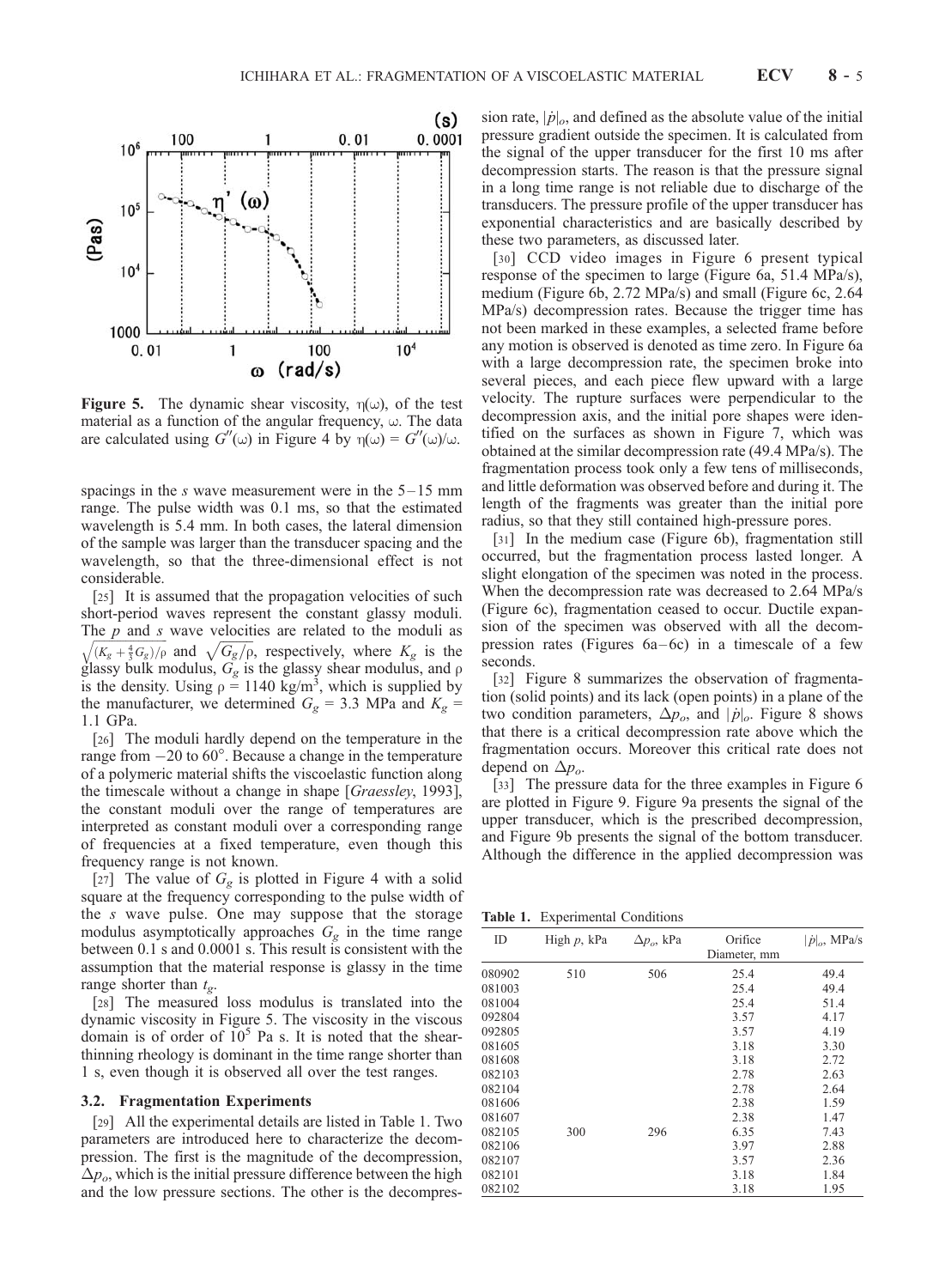Figure 5. The dynamic shear viscosity, $\eta(\omega)$, of the test material as a function of the angular frequency, $\omega$. The data are calculated using $G''(\omega)$ in Figure 4 by $\eta(\omega) = G''(\omega)/\omega$.

spacings in the $s$ wave measurement were in the 5–15 mm range. The pulse width was 0.1 ms, so that the estimated wavelength is 5.4 mm. In both cases, the lateral dimension of the sample was larger than the transducer spacing and the wavelength, so that the three-dimensional effect is not considerable.

[25] It is assumed that the propagation velocities of such short-period waves represent the constant glassy moduli. The $p$ and $s$ wave velocities are related to the moduli as $\sqrt{(K_g + \frac{4}{3}G_g)/\rho}$ and $\sqrt{G_g/\rho}$, respectively, where $K_g$ is the glassy bulk modulus, $G_g$ is the glassy shear modulus, and $\rho$ is the density. Using $\rho = 1140$ kg/m$^3$, which is supplied by the manufacturer, we determined $G_g = 3.3$ MPa and $K_g = 1.1$ GPa.

[26] The moduli hardly depend on the temperature in the range from $-20$ to 60°. Because a change in the temperature of a polymeric material shifts the viscoelastic function along the timescale without a change in shape [*Graessley*, 1993], the constant moduli over the range of temperatures are interpreted as constant moduli over a corresponding range of frequencies at a fixed temperature, even though this frequency range is not known.

[27] The value of $G_g$ is plotted in Figure 4 with a solid square at the frequency corresponding to the pulse width of the $s$ wave pulse. One may suppose that the storage modulus asymptotically approaches $G_g$ in the time range between 0.1 s and 0.0001 s. This result is consistent with the assumption that the material response is glassy in the time range shorter than $t_g$.

[28] The measured loss modulus is translated into the dynamic viscosity in Figure 5. The viscosity in the viscous domain is of order of $10^5$ Pa s. It is noted that the shear-thinning rheology is dominant in the time range shorter than 1 s, even though it is observed all over the test ranges.

### 3.2. Fragmentation Experiments

[29] All the experimental details are listed in Table 1. Two parameters are introduced here to characterize the decompression. The first is the magnitude of the decompression, $\Delta p_o$, which is the initial pressure difference between the high and the low pressure sections. The other is the decompression rate, $|\dot{p}|_o$, and defined as the absolute value of the initial pressure gradient outside the specimen. It is calculated from the signal of the upper transducer for the first 10 ms after decompression starts. The reason is that the pressure signal in a long time range is not reliable due to discharge of the transducers. The pressure profile of the upper transducer has exponential characteristics and are basically described by these two parameters, as discussed later.

[30] CCD video images in Figure 6 present typical response of the specimen to large (Figure 6a, 51.4 MPa/s), medium (Figure 6b, 2.72 MPa/s) and small (Figure 6c, 2.64 MPa/s) decompression rates. Because the trigger time has not been marked in these examples, a selected frame before any motion is observed is denoted as time zero. In Figure 6a with a large decompression rate, the specimen broke into several pieces, and each piece flew upward with a large velocity. The rupture surfaces were perpendicular to the decompression axis, and the initial pore shapes were identified on the surfaces as shown in Figure 7, which was obtained at the similar decompression rate (49.4 MPa/s). The fragmentation process took only a few tens of milliseconds, and little deformation was observed before and during it. The length of the fragments was greater than the initial pore radius, so that they still contained high-pressure pores.

[31] In the medium case (Figure 6b), fragmentation still occurred, but the fragmentation process lasted longer. A slight elongation of the specimen was noted in the process. When the decompression rate was decreased to 2.64 MPa/s (Figure 6c), fragmentation ceased to occur. Ductile expansion of the specimen was observed with all the decompression rates (Figures 6a–6c) in a timescale of a few seconds.

[32] Figure 8 summarizes the observation of fragmentation (solid points) and its lack (open points) in a plane of the two condition parameters, $\Delta p_o$, and $|\dot{p}|_o$. Figure 8 shows that there is a critical decompression rate above which the fragmentation occurs. Moreover this critical rate does not depend on $\Delta p_o$.

[33] The pressure data for the three examples in Figure 6 are plotted in Figure 9. Figure 9a presents the signal of the upper transducer, which is the prescribed decompression, and Figure 9b presents the signal of the bottom transducer. Although the difference in the applied decompression was

**Table 1.** Experimental Conditions

| ID | High $p$, kPa | $\Delta p_o$, kPa | Orifice Diameter, mm | $\lvert\dot{p}\rvert_o$, MPa/s |
|---|---|---|---|---|
| 080902 | 510 | 506 | 25.4 | 49.4 |
| 081003 | | | 25.4 | 49.4 |
| 081004 | | | 25.4 | 51.4 |
| 092804 | | | 3.57 | 4.17 |
| 092805 | | | 3.57 | 4.19 |
| 081605 | | | 3.18 | 3.30 |
| 081608 | | | 3.18 | 2.72 |
| 082103 | | | 2.78 | 2.63 |
| 082104 | | | 2.78 | 2.64 |
| 081606 | | | 2.38 | 1.59 |
| 081607 | | | 2.38 | 1.47 |
| 082105 | 300 | 296 | 6.35 | 7.43 |
| 082106 | | | 3.97 | 2.88 |
| 082107 | | | 3.57 | 2.36 |
| 082101 | | | 3.18 | 1.84 |
| 082102 | | | 3.18 | 1.95 |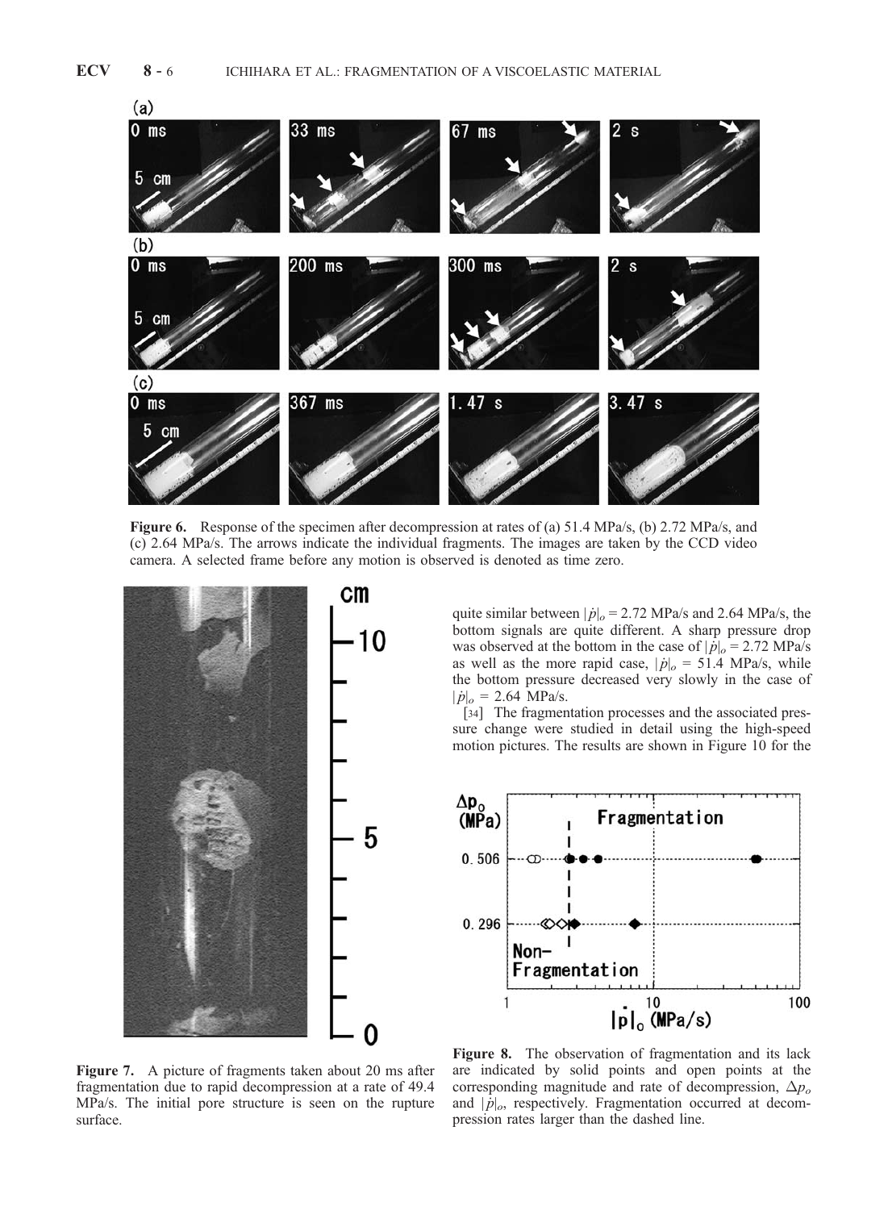**Figure 6.** Response of the specimen after decompression at rates of (a) 51.4 MPa/s, (b) 2.72 MPa/s, and (c) 2.64 MPa/s. The arrows indicate the individual fragments. The images are taken by the CCD video camera. A selected frame before any motion is observed is denoted as time zero.

**Figure 7.** A picture of fragments taken about 20 ms after fragmentation due to rapid decompression at a rate of 49.4 MPa/s. The initial pore structure is seen on the rupture surface.

quite similar between $|\dot{p}|_o$ = 2.72 MPa/s and 2.64 MPa/s, the bottom signals are quite different. A sharp pressure drop was observed at the bottom in the case of $|\dot{p}|_o$ = 2.72 MPa/s as well as the more rapid case, $|\dot{p}|_o$ = 51.4 MPa/s, while the bottom pressure decreased very slowly in the case of $|\dot{p}|_o$ = 2.64 MPa/s.

[34] The fragmentation processes and the associated pressure change were studied in detail using the high-speed motion pictures. The results are shown in Figure 10 for the

**Figure 8.** The observation of fragmentation and its lack are indicated by solid points and open points at the corresponding magnitude and rate of decompression, $\Delta p_o$ and $|\dot{p}|_o$, respectively. Fragmentation occurred at decompression rates larger than the dashed line.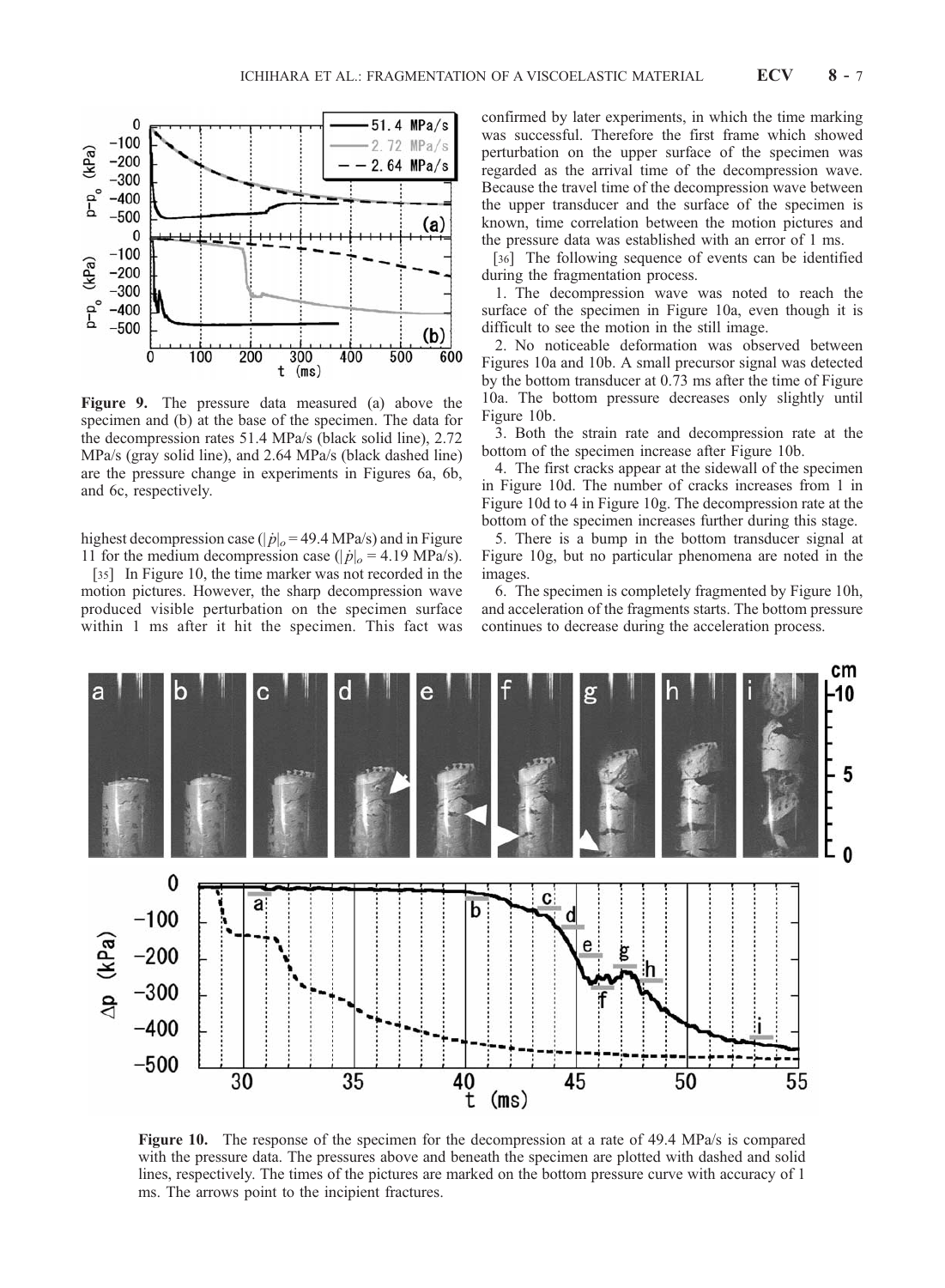**Figure 9.** The pressure data measured (a) above the specimen and (b) at the base of the specimen. The data for the decompression rates 51.4 MPa/s (black solid line), 2.72 MPa/s (gray solid line), and 2.64 MPa/s (black dashed line) are the pressure change in experiments in Figures 6a, 6b, and 6c, respectively.

highest decompression case ($|\dot{p}|_o = 49.4$ MPa/s) and in Figure 11 for the medium decompression case ($|\dot{p}|_o = 4.19$ MPa/s).

[35] In Figure 10, the time marker was not recorded in the motion pictures. However, the sharp decompression wave produced visible perturbation on the specimen surface within 1 ms after it hit the specimen. This fact was confirmed by later experiments, in which the time marking was successful. Therefore the first frame which showed perturbation on the upper surface of the specimen was regarded as the arrival time of the decompression wave. Because the travel time of the decompression wave between the upper transducer and the surface of the specimen is known, time correlation between the motion pictures and the pressure data was established with an error of 1 ms.

[36] The following sequence of events can be identified during the fragmentation process.

1. The decompression wave was noted to reach the surface of the specimen in Figure 10a, even though it is difficult to see the motion in the still image.

2. No noticeable deformation was observed between Figures 10a and 10b. A small precursor signal was detected by the bottom transducer at 0.73 ms after the time of Figure 10a. The bottom pressure decreases only slightly until Figure 10b.

3. Both the strain rate and decompression rate at the bottom of the specimen increase after Figure 10b.

4. The first cracks appear at the sidewall of the specimen in Figure 10d. The number of cracks increases from 1 in Figure 10d to 4 in Figure 10g. The decompression rate at the bottom of the specimen increases further during this stage.

5. There is a bump in the bottom transducer signal at Figure 10g, but no particular phenomena are noted in the images.

6. The specimen is completely fragmented by Figure 10h, and acceleration of the fragments starts. The bottom pressure continues to decrease during the acceleration process.

**Figure 10.** The response of the specimen for the decompression at a rate of 49.4 MPa/s is compared with the pressure data. The pressures above and beneath the specimen are plotted with dashed and solid lines, respectively. The times of the pictures are marked on the bottom pressure curve with accuracy of 1 ms. The arrows point to the incipient fractures.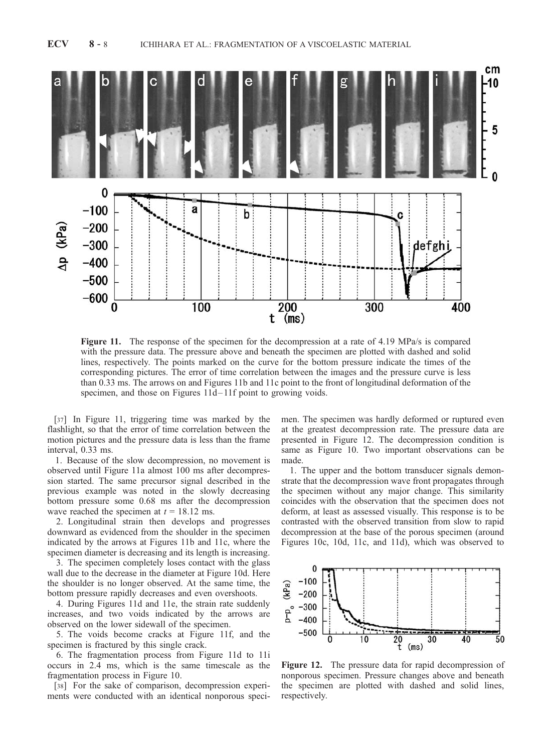**Figure 11.** The response of the specimen for the decompression at a rate of 4.19 MPa/s is compared with the pressure data. The pressure above and beneath the specimen are plotted with dashed and solid lines, respectively. The points marked on the curve for the bottom pressure indicate the times of the corresponding pictures. The error of time correlation between the images and the pressure curve is less than 0.33 ms. The arrows on and Figures 11b and 11c point to the front of longitudinal deformation of the specimen, and those on Figures 11d–11f point to growing voids.

[37] In Figure 11, triggering time was marked by the flashlight, so that the error of time correlation between the motion pictures and the pressure data is less than the frame interval, 0.33 ms.

1. Because of the slow decompression, no movement is observed until Figure 11a almost 100 ms after decompression started. The same precursor signal described in the previous example was noted in the slowly decreasing bottom pressure some 0.68 ms after the decompression wave reached the specimen at $t = 18.12$ ms.

2. Longitudinal strain then develops and progresses downward as evidenced from the shoulder in the specimen indicated by the arrows at Figures 11b and 11c, where the specimen diameter is decreasing and its length is increasing.

3. The specimen completely loses contact with the glass wall due to the decrease in the diameter at Figure 10d. Here the shoulder is no longer observed. At the same time, the bottom pressure rapidly decreases and even overshoots.

4. During Figures 11d and 11e, the strain rate suddenly increases, and two voids indicated by the arrows are observed on the lower sidewall of the specimen.

5. The voids become cracks at Figure 11f, and the specimen is fractured by this single crack.

6. The fragmentation process from Figure 11d to 11i occurs in 2.4 ms, which is the same timescale as the fragmentation process in Figure 10.

[38] For the sake of comparison, decompression experiments were conducted with an identical nonporous specimen. The specimen was hardly deformed or ruptured even at the greatest decompression rate. The pressure data are presented in Figure 12. The decompression condition is same as Figure 10. Two important observations can be made.

1. The upper and the bottom transducer signals demonstrate that the decompression wave front propagates through the specimen without any major change. This similarity coincides with the observation that the specimen does not deform, at least as assessed visually. This response is to be contrasted with the observed transition from slow to rapid decompression at the base of the porous specimen (around Figures 10c, 10d, 11c, and 11d), which was observed to

**Figure 12.** The pressure data for rapid decompression of nonporous specimen. Pressure changes above and beneath the specimen are plotted with dashed and solid lines, respectively.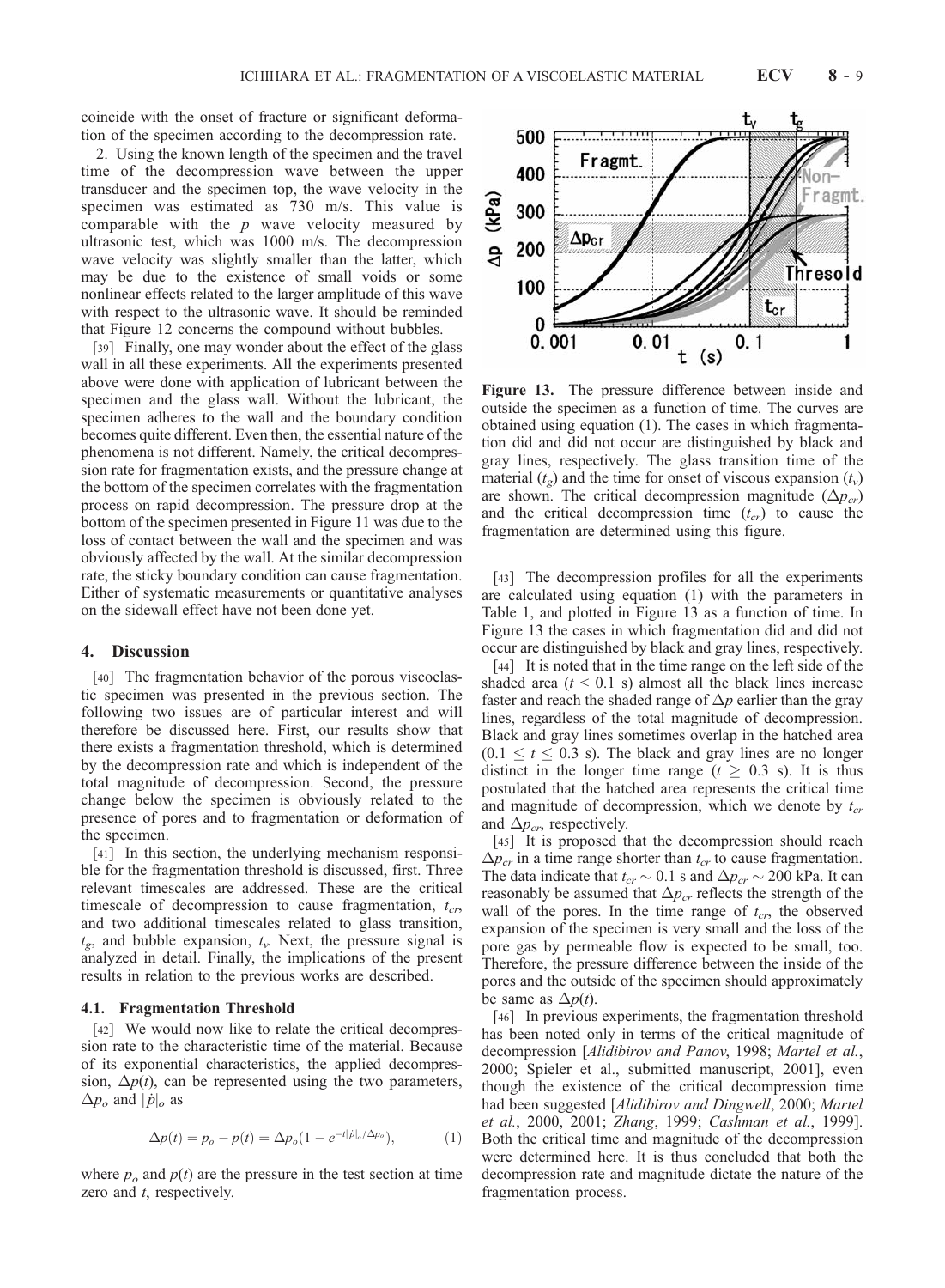coincide with the onset of fracture or significant deformation of the specimen according to the decompression rate.

2. Using the known length of the specimen and the travel time of the decompression wave between the upper transducer and the specimen top, the wave velocity in the specimen was estimated as 730 m/s. This value is comparable with the $p$ wave velocity measured by ultrasonic test, which was 1000 m/s. The decompression wave velocity was slightly smaller than the latter, which may be due to the existence of small voids or some nonlinear effects related to the larger amplitude of this wave with respect to the ultrasonic wave. It should be reminded that Figure 12 concerns the compound without bubbles.

[39] Finally, one may wonder about the effect of the glass wall in all these experiments. All the experiments presented above were done with application of lubricant between the specimen and the glass wall. Without the lubricant, the specimen adheres to the wall and the boundary condition becomes quite different. Even then, the essential nature of the phenomena is not different. Namely, the critical decompression rate for fragmentation exists, and the pressure change at the bottom of the specimen correlates with the fragmentation process on rapid decompression. The pressure drop at the bottom of the specimen presented in Figure 11 was due to the loss of contact between the wall and the specimen and was obviously affected by the wall. At the similar decompression rate, the sticky boundary condition can cause fragmentation. Either of systematic measurements or quantitative analyses on the sidewall effect have not been done yet.

## 4. Discussion

[40] The fragmentation behavior of the porous viscoelastic specimen was presented in the previous section. The following two issues are of particular interest and will therefore be discussed here. First, our results show that there exists a fragmentation threshold, which is determined by the decompression rate and which is independent of the total magnitude of decompression. Second, the pressure change below the specimen is obviously related to the presence of pores and to fragmentation or deformation of the specimen.

[41] In this section, the underlying mechanism responsible for the fragmentation threshold is discussed, first. Three relevant timescales are addressed. These are the critical timescale of decompression to cause fragmentation, $t_{cr}$, and two additional timescales related to glass transition, $t_g$, and bubble expansion, $t_v$. Next, the pressure signal is analyzed in detail. Finally, the implications of the present results in relation to the previous works are described.

### 4.1. Fragmentation Threshold

[42] We would now like to relate the critical decompression rate to the characteristic time of the material. Because of its exponential characteristics, the applied decompression, $\Delta p(t)$, can be represented using the two parameters, $\Delta p_o$ and $|\dot{p}|_o$ as

$$\Delta p(t) = p_o - p(t) = \Delta p_o (1 - e^{-t|\dot{p}|_o/\Delta p_o}), \tag{1}$$

where $p_o$ and $p(t)$ are the pressure in the test section at time zero and $t$, respectively.

**Figure 13.** The pressure difference between inside and outside the specimen as a function of time. The curves are obtained using equation (1). The cases in which fragmentation did and did not occur are distinguished by black and gray lines, respectively. The glass transition time of the material ($t_g$) and the time for onset of viscous expansion ($t_v$) are shown. The critical decompression magnitude ($\Delta p_{cr}$) and the critical decompression time ($t_{cr}$) to cause the fragmentation are determined using this figure.

[43] The decompression profiles for all the experiments are calculated using equation (1) with the parameters in Table 1, and plotted in Figure 13 as a function of time. In Figure 13 the cases in which fragmentation did and did not occur are distinguished by black and gray lines, respectively.

[44] It is noted that in the time range on the left side of the shaded area ($t < 0.1$ s) almost all the black lines increase faster and reach the shaded range of $\Delta p$ earlier than the gray lines, regardless of the total magnitude of decompression. Black and gray lines sometimes overlap in the hatched area ($0.1 \leq t \leq 0.3$ s). The black and gray lines are no longer distinct in the longer time range ($t \geq 0.3$ s). It is thus postulated that the hatched area represents the critical time and magnitude of decompression, which we denote by $t_{cr}$ and $\Delta p_{cr}$, respectively.

[45] It is proposed that the decompression should reach $\Delta p_{cr}$ in a time range shorter than $t_{cr}$ to cause fragmentation. The data indicate that $t_{cr} \sim 0.1$ s and $\Delta p_{cr} \sim 200$ kPa. It can reasonably be assumed that $\Delta p_{cr}$ reflects the strength of the wall of the pores. In the time range of $t_{cr}$, the observed expansion of the specimen is very small and the loss of the pore gas by permeable flow is expected to be small, too. Therefore, the pressure difference between the inside of the pores and the outside of the specimen should approximately be same as $\Delta p(t)$.

[46] In previous experiments, the fragmentation threshold has been noted only in terms of the critical magnitude of decompression [*Alidibirov and Panov*, 1998; *Martel et al.*, 2000; Spieler et al., submitted manuscript, 2001], even though the existence of the critical decompression time had been suggested [*Alidibirov and Dingwell*, 2000; *Martel et al.*, 2000, 2001; *Zhang*, 1999; *Cashman et al.*, 1999]. Both the critical time and magnitude of the decompression were determined here. It is thus concluded that both the decompression rate and magnitude dictate the nature of the fragmentation process.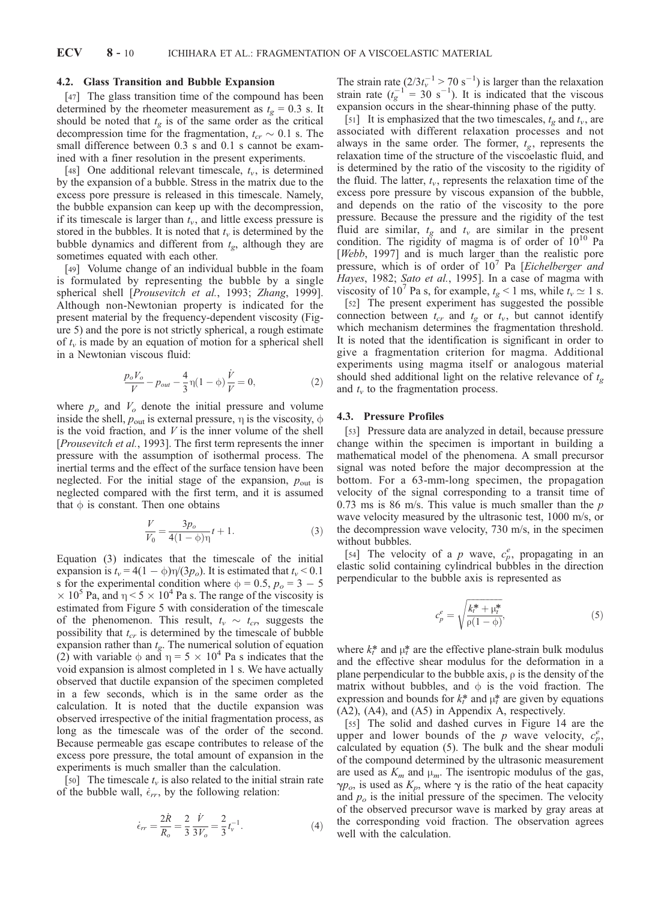### 4.2. Glass Transition and Bubble Expansion

[47] The glass transition time of the compound has been determined by the rheometer measurement as $t_g = 0.3$ s. It should be noted that $t_g$ is of the same order as the critical decompression time for the fragmentation, $t_{cr} \sim 0.1$ s. The small difference between 0.3 s and 0.1 s cannot be examined with a finer resolution in the present experiments.

[48] One additional relevant timescale, $t_v$, is determined by the expansion of a bubble. Stress in the matrix due to the excess pore pressure is released in this timescale. Namely, the bubble expansion can keep up with the decompression, if its timescale is larger than $t_v$, and little excess pressure is stored in the bubbles. It is noted that $t_v$ is determined by the bubble dynamics and different from $t_g$, although they are sometimes equated with each other.

[49] Volume change of an individual bubble in the foam is formulated by representing the bubble by a single spherical shell [*Prousevitch et al.*, 1993; *Zhang*, 1999]. Although non-Newtonian property is indicated for the present material by the frequency-dependent viscosity (Figure 5) and the pore is not strictly spherical, a rough estimate of $t_v$ is made by an equation of motion for a spherical shell in a Newtonian viscous fluid:

$$\frac{p_o V_o}{V} - p_{out} - \frac{4}{3}\eta(1-\phi)\frac{\dot{V}}{V} = 0, \tag{2}$$

where $p_o$ and $V_o$ denote the initial pressure and volume inside the shell, $p_{\text{out}}$ is external pressure, $\eta$ is the viscosity, $\phi$ is the void fraction, and $V$ is the inner volume of the shell [*Prousevitch et al.*, 1993]. The first term represents the inner pressure with the assumption of isothermal process. The inertial terms and the effect of the surface tension have been neglected. For the initial stage of the expansion, $p_{\text{out}}$ is neglected compared with the first term, and it is assumed that $\phi$ is constant. Then one obtains

$$\frac{V}{V_0} = \frac{3p_o}{4(1-\phi)\eta}t + 1. \tag{3}$$

Equation (3) indicates that the timescale of the initial expansion is $t_v = 4(1-\phi)\eta/(3p_o)$. It is estimated that $t_v < 0.1$ s for the experimental condition where $\phi = 0.5$, $p_o = 3 - 5 \times 10^5$ Pa, and $\eta < 5 \times 10^4$ Pa s. The range of the viscosity is estimated from Figure 5 with consideration of the timescale of the phenomenon. This result, $t_v \sim t_{cr}$, suggests the possibility that $t_{cr}$ is determined by the timescale of bubble expansion rather than $t_g$. The numerical solution of equation (2) with variable $\phi$ and $\eta = 5 \times 10^4$ Pa s indicates that the void expansion is almost completed in 1 s. We have actually observed that ductile expansion of the specimen completed in a few seconds, which is in the same order as the calculation. It is noted that the ductile expansion was observed irrespective of the initial fragmentation process, as long as the timescale was of the order of the second. Because permeable gas escape contributes to release of the excess pore pressure, the total amount of expansion in the experiments is much smaller than the calculation.

[50] The timescale $t_v$ is also related to the initial strain rate of the bubble wall, $\dot{\epsilon}_{rr}$, by the following relation:

$$\dot{\epsilon}_{rr} = \frac{2\dot{R}}{R_o} = \frac{2}{3}\frac{\dot{V}}{3V_o} = \frac{2}{3}t_v^{-1}. \tag{4}$$

The strain rate ($2/3t_v^{-1} > 70$ s$^{-1}$) is larger than the relaxation strain rate ($t_g^{-1} = 30$ s$^{-1}$). It is indicated that the viscous expansion occurs in the shear-thinning phase of the putty.

[51] It is emphasized that the two timescales, $t_g$ and $t_v$, are associated with different relaxation processes and not always in the same order. The former, $t_g$, represents the relaxation time of the structure of the viscoelastic fluid, and is determined by the ratio of the viscosity to the rigidity of the fluid. The latter, $t_v$, represents the relaxation time of the excess pore pressure by viscous expansion of the bubble, and depends on the ratio of the viscosity to the pore pressure. Because the pressure and the rigidity of the test fluid are similar, $t_g$ and $t_v$ are similar in the present condition. The rigidity of magma is of order of $10^{10}$ Pa [*Webb*, 1997] and is much larger than the realistic pore pressure, which is of order of $10^7$ Pa [*Eichelberger and Hayes*, 1982; *Sato et al.*, 1995]. In a case of magma with viscosity of $10^7$ Pa s, for example, $t_g < 1$ ms, while $t_v \simeq 1$ s.

[52] The present experiment has suggested the possible connection between $t_{cr}$ and $t_g$ or $t_v$, but cannot identify which mechanism determines the fragmentation threshold. It is noted that the identification is significant in order to give a fragmentation criterion for magma. Additional experiments using magma itself or analogous material should shed additional light on the relative relevance of $t_g$ and $t_v$ to the fragmentation process.

### 4.3. Pressure Profiles

[53] Pressure data are analyzed in detail, because pressure change within the specimen is important in building a mathematical model of the phenomena. A small precursor signal was noted before the major decompression at the bottom. For a 63-mm-long specimen, the propagation velocity of the signal corresponding to a transit time of 0.73 ms is 86 m/s. This value is much smaller than the $p$ wave velocity measured by the ultrasonic test, 1000 m/s, or the decompression wave velocity, 730 m/s, in the specimen without bubbles.

[54] The velocity of a $p$ wave, $c_p^e$, propagating in an elastic solid containing cylindrical bubbles in the direction perpendicular to the bubble axis is represented as

$$c_p^e = \sqrt{\frac{k_t^* + \mu_t^*}{\rho(1-\phi)}}, \tag{5}$$

where $k_t^*$ and $\mu_t^*$ are the effective plane-strain bulk modulus and the effective shear modulus for the deformation in a plane perpendicular to the bubble axis, $\rho$ is the density of the matrix without bubbles, and $\phi$ is the void fraction. The expression and bounds for $k_t^*$ and $\mu_t^*$ are given by equations (A2), (A4), and (A5) in Appendix A, respectively.

[55] The solid and dashed curves in Figure 14 are the upper and lower bounds of the $p$ wave velocity, $c_p^e$, calculated by equation (5). The bulk and the shear moduli of the compound determined by the ultrasonic measurement are used as $K_m$ and $\mu_m$. The isentropic modulus of the gas, $\gamma p_o$, is used as $K_p$, where $\gamma$ is the ratio of the heat capacity and $p_o$ is the initial pressure of the specimen. The velocity of the observed precursor wave is marked by gray areas at the corresponding void fraction. The observation agrees well with the calculation.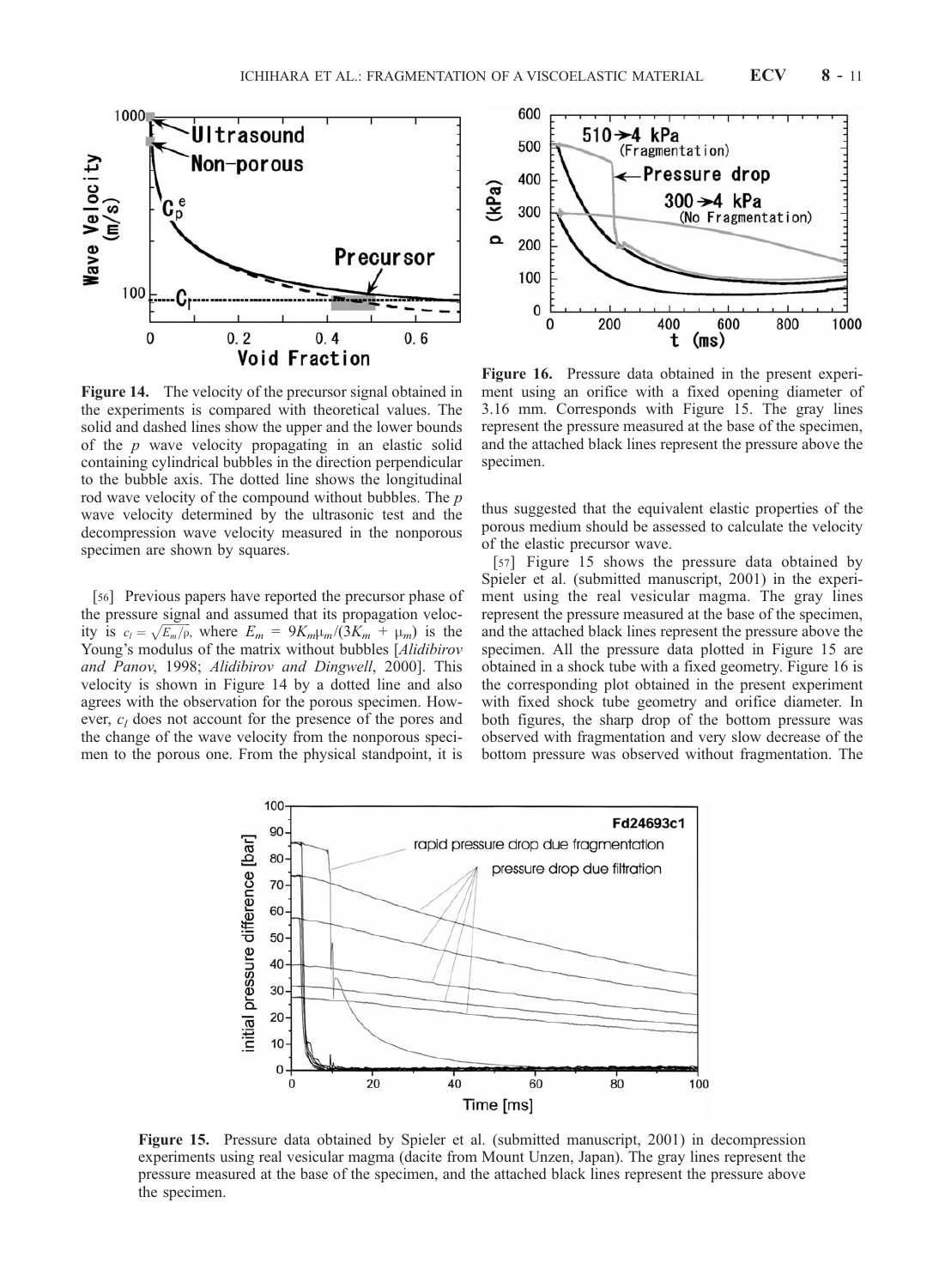**Figure 14.** The velocity of the precursor signal obtained in the experiments is compared with theoretical values. The solid and dashed lines show the upper and the lower bounds of the $p$ wave velocity propagating in an elastic solid containing cylindrical bubbles in the direction perpendicular to the bubble axis. The dotted line shows the longitudinal rod wave velocity of the compound without bubbles. The $p$ wave velocity determined by the ultrasonic test and the decompression wave velocity measured in the nonporous specimen are shown by squares.

**Figure 16.** Pressure data obtained in the present experiment using an orifice with a fixed opening diameter of 3.16 mm. Corresponds with Figure 15. The gray lines represent the pressure measured at the base of the specimen, and the attached black lines represent the pressure above the specimen.

[56] Previous papers have reported the precursor phase of the pressure signal and assumed that its propagation velocity is $c_l = \sqrt{E_m/\rho}$, where $E_m = 9K_m\mu_m/(3K_m + \mu_m)$ is the Young's modulus of the matrix without bubbles [*Alidibirov and Panov*, 1998; *Alidibirov and Dingwell*, 2000]. This velocity is shown in Figure 14 by a dotted line and also agrees with the observation for the porous specimen. However, $c_l$ does not account for the presence of the pores and the change of the wave velocity from the nonporous specimen to the porous one. From the physical standpoint, it is thus suggested that the equivalent elastic properties of the porous medium should be assessed to calculate the velocity of the elastic precursor wave.

[57] Figure 15 shows the pressure data obtained by Spieler et al. (submitted manuscript, 2001) in the experiment using the real vesicular magma. The gray lines represent the pressure measured at the base of the specimen, and the attached black lines represent the pressure above the specimen. All the pressure data plotted in Figure 15 are obtained in a shock tube with a fixed geometry. Figure 16 is the corresponding plot obtained in the present experiment with fixed shock tube geometry and orifice diameter. In both figures, the sharp drop of the bottom pressure was observed with fragmentation and very slow decrease of the bottom pressure was observed without fragmentation. The

**Figure 15.** Pressure data obtained by Spieler et al. (submitted manuscript, 2001) in decompression experiments using real vesicular magma (dacite from Mount Unzen, Japan). The gray lines represent the pressure measured at the base of the specimen, and the attached black lines represent the pressure above the specimen.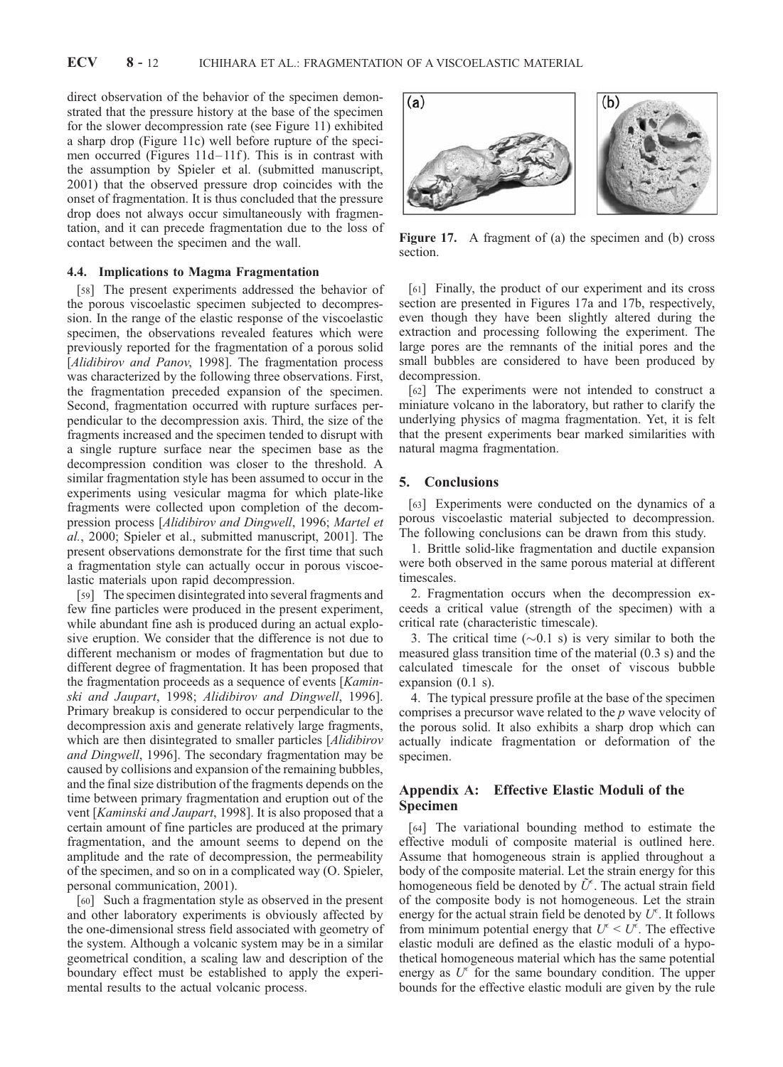direct observation of the behavior of the specimen demonstrated that the pressure history at the base of the specimen for the slower decompression rate (see Figure 11) exhibited a sharp drop (Figure 11c) well before rupture of the specimen occurred (Figures 11d–11f). This is in contrast with the assumption by Spieler et al. (submitted manuscript, 2001) that the observed pressure drop coincides with the onset of fragmentation. It is thus concluded that the pressure drop does not always occur simultaneously with fragmentation, and it can precede fragmentation due to the loss of contact between the specimen and the wall.

### 4.4. Implications to Magma Fragmentation

[58] The present experiments addressed the behavior of the porous viscoelastic specimen subjected to decompression. In the range of the elastic response of the viscoelastic specimen, the observations revealed features which were previously reported for the fragmentation of a porous solid [*Alidibirov and Panov*, 1998]. The fragmentation process was characterized by the following three observations. First, the fragmentation preceded expansion of the specimen. Second, fragmentation occurred with rupture surfaces perpendicular to the decompression axis. Third, the size of the fragments increased and the specimen tended to disrupt with a single rupture surface near the specimen base as the decompression condition was closer to the threshold. A similar fragmentation style has been assumed to occur in the experiments using vesicular magma for which plate-like fragments were collected upon completion of the decompression process [*Alidibirov and Dingwell*, 1996; *Martel et al.*, 2000; Spieler et al., submitted manuscript, 2001]. The present observations demonstrate for the first time that such a fragmentation style can actually occur in porous viscoelastic materials upon rapid decompression.

[59] The specimen disintegrated into several fragments and few fine particles were produced in the present experiment, while abundant fine ash is produced during an actual explosive eruption. We consider that the difference is not due to different mechanism or modes of fragmentation but due to different degree of fragmentation. It has been proposed that the fragmentation proceeds as a sequence of events [*Kaminski and Jaupart*, 1998; *Alidibirov and Dingwell*, 1996]. Primary breakup is considered to occur perpendicular to the decompression axis and generate relatively large fragments, which are then disintegrated to smaller particles [*Alidibirov and Dingwell*, 1996]. The secondary fragmentation may be caused by collisions and expansion of the remaining bubbles, and the final size distribution of the fragments depends on the time between primary fragmentation and eruption out of the vent [*Kaminski and Jaupart*, 1998]. It is also proposed that a certain amount of fine particles are produced at the primary fragmentation, and the amount seems to depend on the amplitude and the rate of decompression, the permeability of the specimen, and so on in a complicated way (O. Spieler, personal communication, 2001).

[60] Such a fragmentation style as observed in the present and other laboratory experiments is obviously affected by the one-dimensional stress field associated with geometry of the system. Although a volcanic system may be in a similar geometrical condition, a scaling law and description of the boundary effect must be established to apply the experimental results to the actual volcanic process.

**Figure 17.** A fragment of (a) the specimen and (b) cross section.

[61] Finally, the product of our experiment and its cross section are presented in Figures 17a and 17b, respectively, even though they have been slightly altered during the extraction and processing following the experiment. The large pores are the remnants of the initial pores and the small bubbles are considered to have been produced by decompression.

[62] The experiments were not intended to construct a miniature volcano in the laboratory, but rather to clarify the underlying physics of magma fragmentation. Yet, it is felt that the present experiments bear marked similarities with natural magma fragmentation.

## 5. Conclusions

[63] Experiments were conducted on the dynamics of a porous viscoelastic material subjected to decompression. The following conclusions can be drawn from this study.

1. Brittle solid-like fragmentation and ductile expansion were both observed in the same porous material at different timescales.

2. Fragmentation occurs when the decompression exceeds a critical value (strength of the specimen) with a critical rate (characteristic timescale).

3. The critical time ($\sim$0.1 s) is very similar to both the measured glass transition time of the material (0.3 s) and the calculated timescale for the onset of viscous bubble expansion (0.1 s).

4. The typical pressure profile at the base of the specimen comprises a precursor wave related to the *p* wave velocity of the porous solid. It also exhibits a sharp drop which can actually indicate fragmentation or deformation of the specimen.

## Appendix A: Effective Elastic Moduli of the Specimen

[64] The variational bounding method to estimate the effective moduli of composite material is outlined here. Assume that homogeneous strain is applied throughout a body of the composite material. Let the strain energy for this homogeneous field be denoted by $\tilde{U}^{\epsilon}$. The actual strain field of the composite body is not homogeneous. Let the strain energy for the actual strain field be denoted by $U^{\epsilon}$. It follows from minimum potential energy that $U^{\epsilon} < \tilde{U}^{\epsilon}$. The effective elastic moduli are defined as the elastic moduli of a hypothetical homogeneous material which has the same potential energy as $U^{\epsilon}$ for the same boundary condition. The upper bounds for the effective elastic moduli are given by the rule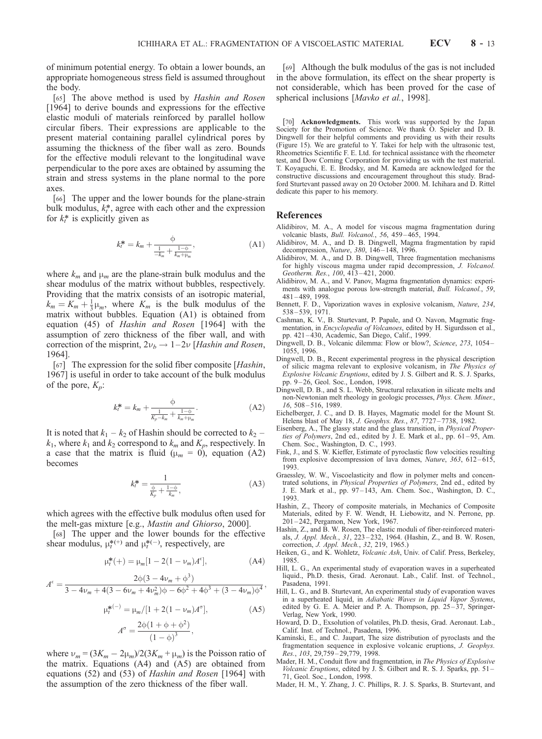of minimum potential energy. To obtain a lower bounds, an appropriate homogeneous stress field is assumed throughout the body.

[65] The above method is used by *Hashin and Rosen* [1964] to derive bounds and expressions for the effective elastic moduli of materials reinforced by parallel hollow circular fibers. Their expressions are applicable to the present material containing parallel cylindrical pores by assuming the thickness of the fiber wall as zero. Bounds for the effective moduli relevant to the longitudinal wave perpendicular to the pore axes are obtained by assuming the strain and stress systems in the plane normal to the pore axes.

[66] The upper and the lower bounds for the plane-strain bulk modulus, $k_t^*$, agree with each other and the expression for $k_t^*$ is explicitly given as

$$k_t^* = k_m + \frac{\phi}{\frac{1}{-k_m} + \frac{1-\phi}{k_m+\mu_m}}, \tag{A1}$$

where $k_m$ and $\mu_m$ are the plane-strain bulk modulus and the shear modulus of the matrix without bubbles, respectively. Providing that the matrix consists of an isotropic material, $k_m = K_m + \frac{1}{3}\mu_m$, where $K_m$ is the bulk modulus of the matrix without bubbles. Equation (A1) is obtained from equation (45) of *Hashin and Rosen* [1964] with the assumption of zero thickness of the fiber wall, and with correction of the misprint, $2\nu_b \rightarrow 1-2\nu$ [*Hashin and Rosen*, 1964].

[67] The expression for the solid fiber composite [*Hashin*, 1967] is useful in order to take account of the bulk modulus of the pore, $K_p$:

$$k_t^* = k_m + \frac{\phi}{\frac{1}{K_p-k_m} + \frac{1-\phi}{k_m+\mu_m}}. \tag{A2}$$

It is noted that $k_1 - k_2$ of Hashin should be corrected to $k_2 - k_1$, where $k_1$ and $k_2$ correspond to $k_m$ and $K_p$, respectively. In a case that the matrix is fluid ($\mu_m = 0$), equation (A2) becomes

$$k_t^* = \frac{1}{\frac{\phi}{K_p} + \frac{1-\phi}{k_m}}, \tag{A3}$$

which agrees with the effective bulk modulus often used for the melt-gas mixture [e.g., *Mastin and Ghiorso*, 2000].

[68] The upper and the lower bounds for the effective shear modulus, $\mu_t^{*(+)}$ and $\mu_t^{*(-)}$, respectively, are

$$\mu_t^*(+) = \mu_m[1 - 2(1-\nu_m)A^\epsilon], \tag{A4}$$

$$A^\epsilon = \frac{2\phi(3 - 4\nu_m + \phi^3)}{3 - 4\nu_m + 4(3 - 6\nu_m + 4\nu_m^2)\phi - 6\phi^2 + 4\phi^3 + (3-4\nu_m)\phi^4},$$

$$\mu_t^{*(-)} = \mu_m/[1 + 2(1-\nu_m)A^\sigma], \tag{A5}$$

$$A^\sigma = \frac{2\phi(1+\phi+\phi^2)}{(1-\phi)^3},$$

where $\nu_m = (3K_m - 2\mu_m)/2(3K_m + \mu_m)$ is the Poisson ratio of the matrix. Equations (A4) and (A5) are obtained from equations (52) and (53) of *Hashin and Rosen* [1964] with the assumption of the zero thickness of the fiber wall.

[69] Although the bulk modulus of the gas is not included in the above formulation, its effect on the shear property is not considerable, which has been proved for the case of spherical inclusions [*Mavko et al.*, 1998].

[70] **Acknowledgments.** This work was supported by the Japan Society for the Promotion of Science. We thank O. Spieler and D. B. Dingwell for their helpful comments and providing us with their results (Figure 15). We are grateful to Y. Takei for help with the ultrasonic test, Rheometrics Scientific F. E. Ltd. for technical assistance with the rheometer test, and Dow Corning Corporation for providing us with the test material. T. Koyaguchi, E. E. Brodsky, and M. Kameda are acknowledged for the constructive discussions and encouragement throughout this study. Bradford Sturtevant passed away on 20 October 2000. M. Ichihara and D. Rittel dedicate this paper to his memory.

## References

Alidibirov, M. A., A model for viscous magma fragmentation during volcanic blasts, *Bull. Volcanol.*, *56*, 459–465, 1994.

Alidibirov, M. A., and D. B. Dingwell, Magma fragmentation by rapid decompression, *Nature*, *380*, 146–148, 1996.

Alidibirov, M. A., and D. B. Dingwell, Three fragmentation mechanisms for highly viscous magma under rapid decompression, *J. Volcanol. Geotherm. Res.*, *100*, 413–421, 2000.

Alidibirov, M. A., and V. Panov, Magma fragmentation dynamics: experiments with analogue porous low-strength material, *Bull. Volcanol.*, *59*, 481–489, 1998.

Bennett, F. D., Vaporization waves in explosive volcanism, *Nature*, *234*, 538–539, 1971.

Cashman, K. V., B. Sturtevant, P. Papale, and O. Navon, Magmatic fragmentation, in *Encyclopedia of Volcanoes*, edited by H. Sigurdsson et al., pp. 421–430, Academic, San Diego, Calif., 1999.

Dingwell, D. B., Volcanic dilemma: Flow or blow?, *Science*, *273*, 1054–1055, 1996.

Dingwell, D. B., Recent experimental progress in the physical description of silicic magma relevant to explosive volcanism, in *The Physics of Explosive Volcanic Eruptions*, edited by J. S. Gilbert and R. S. J. Sparks, pp. 9–26, Geol. Soc., London, 1998.

Dingwell, D. B., and S. L. Webb, Structural relaxation in silicate melts and non-Newtonian melt rheology in geologic processes, *Phys. Chem. Miner.*, *16*, 508–516, 1989.

Eichelberger, J. C., and D. B. Hayes, Magmatic model for the Mount St. Helens blast of May 18, *J. Geophys. Res.*, *87*, 7727–7738, 1982.

Eisenberg, A., The glassy state and the glass transition, in *Physical Properties of Polymers*, 2nd ed., edited by J. E. Mark et al., pp. 61–95, Am. Chem. Soc., Washington, D. C., 1993.

Fink, J., and S. W. Kieffer, Estimate of pyroclastic flow velocities resulting from explosive decompression of lava domes, *Nature*, *363*, 612–615, 1993.

Graessley, W. W., Viscoelasticity and flow in polymer melts and concentrated solutions, in *Physical Properties of Polymers*, 2nd ed., edited by J. E. Mark et al., pp. 97–143, Am. Chem. Soc., Washington, D. C., 1993.

Hashin, Z., Theory of composite materials, in Mechanics of Composite Materials, edited by F. W. Wendt, H. Liebowitz, and N. Perrone, pp. 201–242, Pergamon, New York, 1967.

Hashin, Z., and B. W. Rosen, The elastic moduli of fiber-reinforced materials, *J. Appl. Mech.*, *31*, 223–232, 1964. (Hashin, Z., and B. W. Rosen, correction, *J. Appl. Mech.*, *32*, 219, 1965.)

Heiken, G., and K. Wohletz, *Volcanic Ash*, Univ. of Calif. Press, Berkeley, 1985.

Hill, L. G., An experimental study of evaporation waves in a superheated liquid., Ph.D. thesis, Grad. Aeronaut. Lab., Calif. Inst. of Technol., Pasadena, 1991.

Hill, L. G., and B. Sturtevant, An experimental study of evaporation waves in a superheated liquid, in *Adiabatic Waves in Liquid Vapor Systems*, edited by G. E. A. Meier and P. A. Thompson, pp. 25–37, Springer-Verlag, New York, 1990.

Howard, D. D., Exsolution of volatiles, Ph.D. thesis, Grad. Aeronaut. Lab., Calif. Inst. of Technol., Pasadena, 1996.

Kaminski, E., and C. Jaupart, The size distribution of pyroclasts and the fragmentation sequence in explosive volcanic eruptions, *J. Geophys. Res.*, *103*, 29,759–29,779, 1998.

Mader, H. M., Conduit flow and fragmentation, in *The Physics of Explosive Volcanic Eruptions*, edited by J. S. Gilbert and R. S. J. Sparks, pp. 51–71, Geol. Soc., London, 1998.

Mader, H. M., Y. Zhang, J. C. Phillips, R. J. S. Sparks, B. Sturtevant, and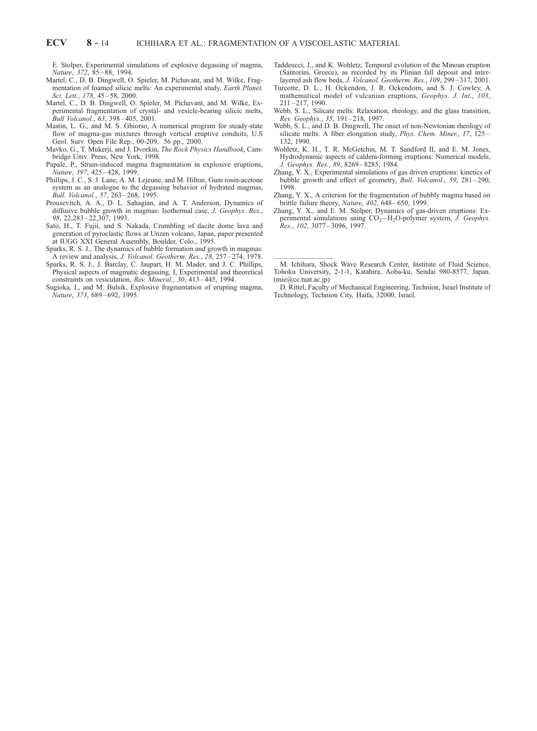E. Stolper, Experimental simulations of explosive degassing of magma, *Nature*, *372*, 85–88, 1994.

Martel, C., D. B. Dingwell, O. Spieler, M. Pichavant, and M. Wilke, Fragmentation of foamed silicic melts: An experimental study, *Earth Planet. Sci. Lett.*, *178*, 45–58, 2000.

Martel, C., D. B. Dingwell, O. Spieler, M. Pichavant, and M. Wilke, Experimental fragmentation of crystal- and vesicle-bearing silicic melts, *Bull Volcanol.*, *63*, 398–405, 2001.

Mastin, L. G., and M. S. Ghiorso, A numerical program for steady-state flow of magma-gas mixtures through vertical eruptive conduits, U.S Geol. Surv. Open File Rep., 00-209, 56 pp., 2000.

Mavko, G., T. Mukerji, and J. Dvorkin, *The Rock Physics Handbook*, Cambridge Univ. Press, New York, 1998.

Papale, P., Strain-induced magma fragmentation in explosive eruptions, *Nature*, *397*, 425–428, 1999.

Phillips, J. C., S. J. Lane, A. M. Lejeune, and M. Hilton, Gum rosin-acetone system as an analogue to the degassing behavior of hydrated magmas, *Bull. Volcanol.*, *57*, 263–268, 1995.

Prousevitch, A. A., D. L. Sahagian, and A. T. Anderson, Dynamics of diffusive bubble growth in magmas: Isothermal case, *J. Geophys. Res.*, *98*, 22,283–22,307, 1993.

Sato, H., T. Fujii, and S. Nakada, Crumbling of dacite dome lava and generation of pyroclastic flows at Unzen volcano, Japan, paper presented at IUGG XXI General Assembly, Boulder, Colo., 1995.

Sparks, R. S. J., The dynamics of bubble formation and growth in magmas: A review and analysis, *J. Volcanol. Geotherm. Res.*, *28*, 257–274, 1978.

Sparks, R. S. J., J. Barclay, C. Jaupart, H. M. Mader, and J. C. Phillips, Physical aspects of magmatic degassing, I, Experimental and theoretical constraints on vesiculation, *Rev. Mineral.*, *30*, 413–445, 1994.

Sugioka, I., and M. Bulsik, Explosive fragmentation of erupting magma, *Nature*, *373*, 689–692, 1995.

Taddeucci, J., and K. Wohletz, Temporal evolution of the Minoan eruption (Santorini, Greece), as recorded by its Plinian fall deposit and interlayered ash flow beds, *J. Volcanol. Geotherm. Res.*, *109*, 299–317, 2001.

Turcotte, D. L., H. Ockendon, J. R. Ockendorn, and S. J. Cowley, A mathematical model of vulcanian eruptions, *Geophys. J. Int.*, *103*, 211–217, 1990.

Webb, S. L., Silicate melts: Relaxation, rheology, and the glass transition, *Rev. Geophys.*, *35*, 191–218, 1997.

Webb, S. L., and D. B. Dingwell, The onset of non-Newtonian rheology of silicate melts: A fiber elongation study, *Phys. Chem. Miner.*, *17*, 125–132, 1990.

Wohletz, K. H., T. R. McGetchin, M. T. Sandford II, and E. M. Jones, Hydrodynamic aspects of caldera-forming eruptions: Numerical models, *J. Geophys. Res.*, *89*, 8269–8285, 1984.

Zhang, Y. X., Experimental simulations of gas driven eruptions: kinetics of bubble growth and effect of geometry, *Bull. Volcanol.*, *59*, 281–290, 1998.

Zhang, Y. X., A criterion for the fragmentation of bubbly magma based on brittle failure theory, *Nature*, *402*, 648–650, 1999.

Zhang, Y. X., and E. M. Stolper, Dynamics of gas-driven eruptions: Experimental simulations using $CO_2$–$H_2O$-polymer system, *J. Geophys. Res.*, *102*, 3077–3096, 1997.

---

M. Ichihara, Shock Wave Research Center, Institute of Fluid Science, Tohoku University, 2-1-1, Katahira, Aoba-ku, Sendai 980-8577, Japan. (mie@cc.tuat.ac.jp)

D. Rittel, Faculty of Mechanical Engineering, Technion, Israel Institute of Technology, Technion City, Haifa, 32000, Israel.